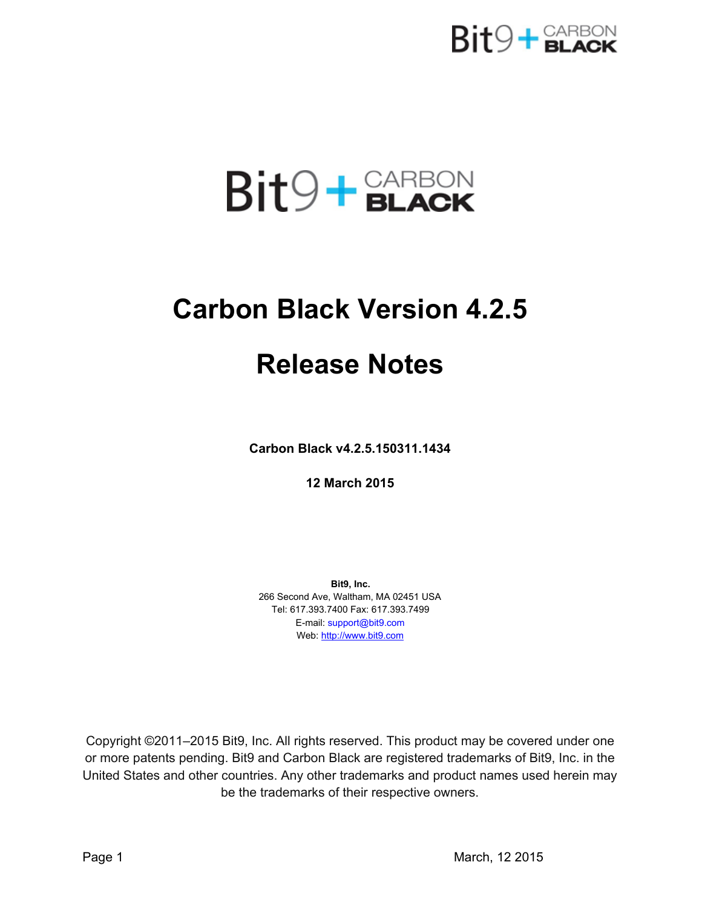# Carbon Black Version 4.2.5

# Release Notes

**Carbon Black v4.2.5.150311.1434**

**12 March 2015**

**Bit9, Inc.**
266 Second Ave, Waltham, MA 02451 USA
Tel: 617.393.7400 Fax: 617.393.7499
E-mail: support@bit9.com
Web: http://www.bit9.com

Copyright ©2011–2015 Bit9, Inc. All rights reserved. This product may be covered under one or more patents pending. Bit9 and Carbon Black are registered trademarks of Bit9, Inc. in the United States and other countries. Any other trademarks and product names used herein may be the trademarks of their respective owners.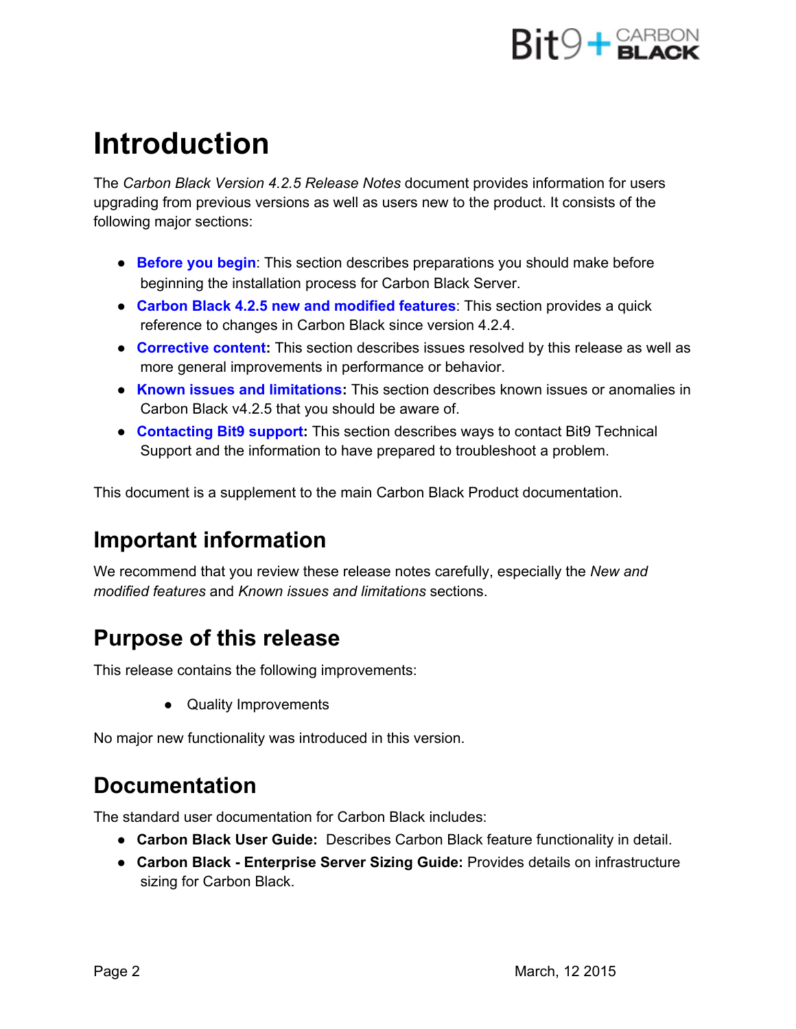# Introduction

The *Carbon Black Version 4.2.5 Release Notes* document provides information for users upgrading from previous versions as well as users new to the product. It consists of the following major sections:

- **Before you begin**: This section describes preparations you should make before beginning the installation process for Carbon Black Server.
- **Carbon Black 4.2.5 new and modified features**: This section provides a quick reference to changes in Carbon Black since version 4.2.4.
- **Corrective content:** This section describes issues resolved by this release as well as more general improvements in performance or behavior.
- **Known issues and limitations:** This section describes known issues or anomalies in Carbon Black v4.2.5 that you should be aware of.
- **Contacting Bit9 support:** This section describes ways to contact Bit9 Technical Support and the information to have prepared to troubleshoot a problem.

This document is a supplement to the main Carbon Black Product documentation.

## Important information

We recommend that you review these release notes carefully, especially the *New and modified features* and *Known issues and limitations* sections.

## Purpose of this release

This release contains the following improvements:

- Quality Improvements

No major new functionality was introduced in this version.

## Documentation

The standard user documentation for Carbon Black includes:

- **Carbon Black User Guide:** Describes Carbon Black feature functionality in detail.
- **Carbon Black - Enterprise Server Sizing Guide:** Provides details on infrastructure sizing for Carbon Black.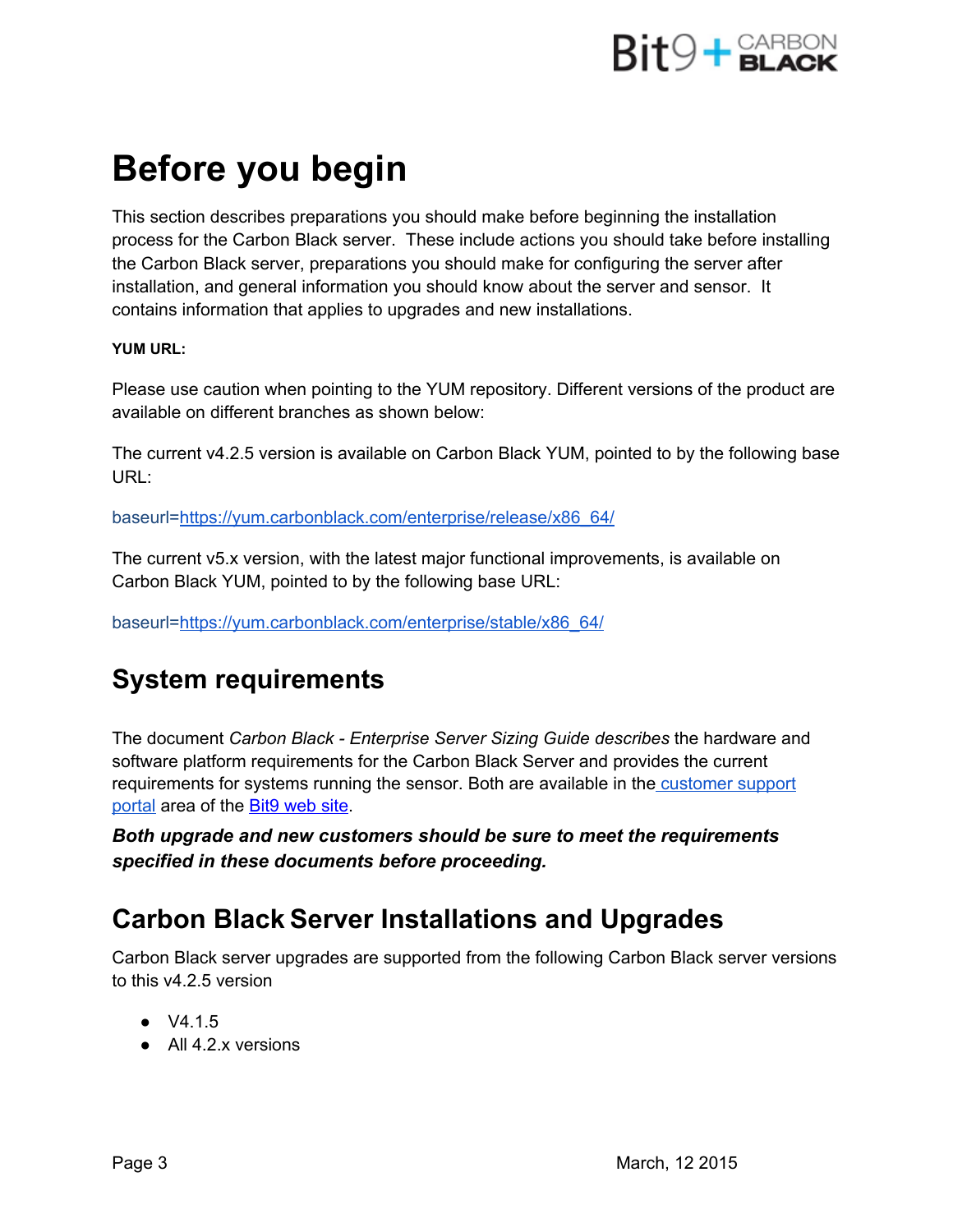# Before you begin

This section describes preparations you should make before beginning the installation process for the Carbon Black server. These include actions you should take before installing the Carbon Black server, preparations you should make for configuring the server after installation, and general information you should know about the server and sensor. It contains information that applies to upgrades and new installations.

**YUM URL:**

Please use caution when pointing to the YUM repository. Different versions of the product are available on different branches as shown below:

The current v4.2.5 version is available on Carbon Black YUM, pointed to by the following base URL:

baseurl=https://yum.carbonblack.com/enterprise/release/x86_64/

The current v5.x version, with the latest major functional improvements, is available on Carbon Black YUM, pointed to by the following base URL:

baseurl=https://yum.carbonblack.com/enterprise/stable/x86_64/

## System requirements

The document *Carbon Black - Enterprise Server Sizing Guide describes* the hardware and software platform requirements for the Carbon Black Server and provides the current requirements for systems running the sensor. Both are available in the customer support portal area of the Bit9 web site.

***Both upgrade and new customers should be sure to meet the requirements specified in these documents before proceeding.***

## Carbon Black Server Installations and Upgrades

Carbon Black server upgrades are supported from the following Carbon Black server versions to this v4.2.5 version

- V4.1.5
- All 4.2.x versions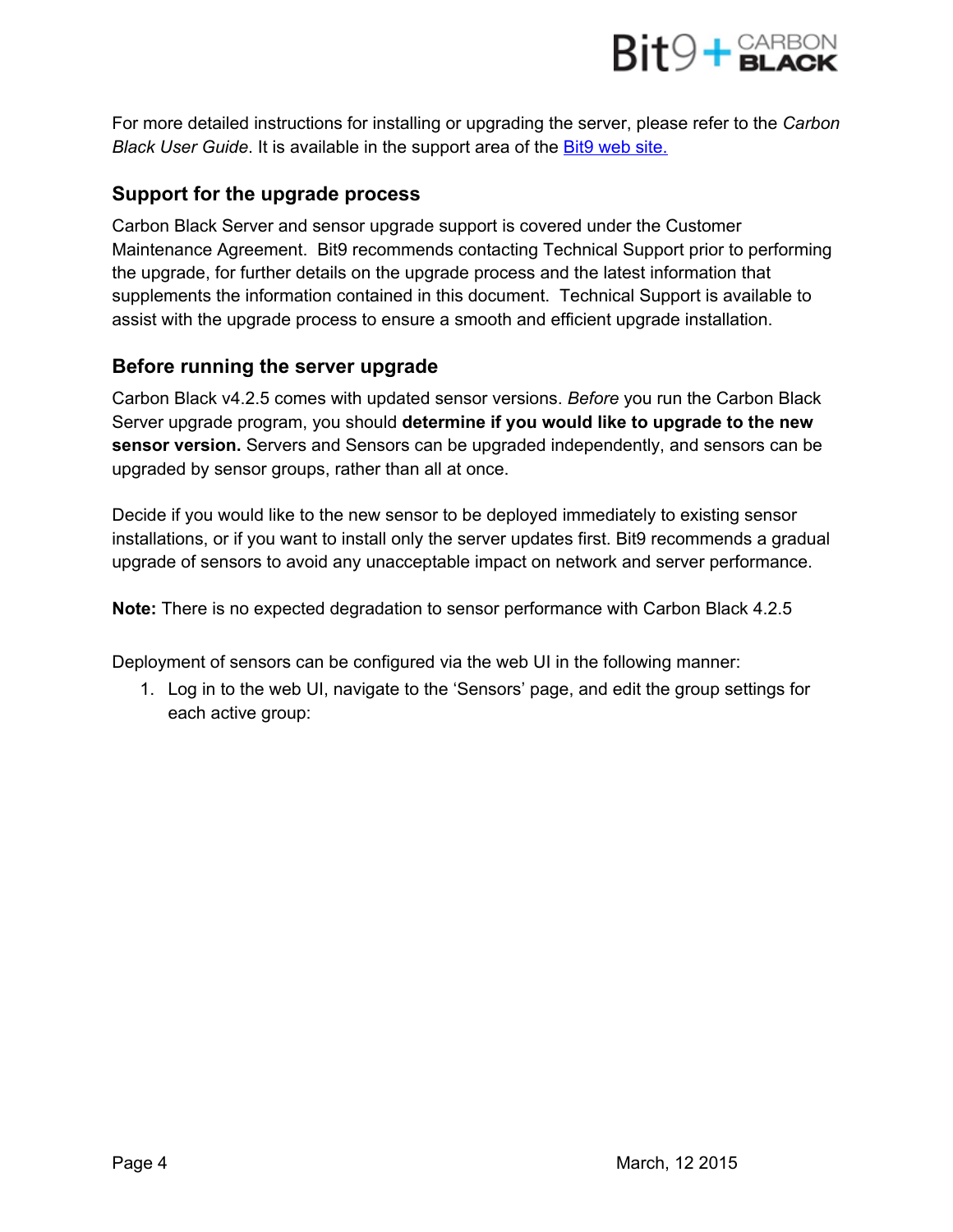For more detailed instructions for installing or upgrading the server, please refer to the *Carbon Black User Guide*. It is available in the support area of the [Bit9 web site.]()

## Support for the upgrade process

Carbon Black Server and sensor upgrade support is covered under the Customer Maintenance Agreement. Bit9 recommends contacting Technical Support prior to performing the upgrade, for further details on the upgrade process and the latest information that supplements the information contained in this document. Technical Support is available to assist with the upgrade process to ensure a smooth and efficient upgrade installation.

## Before running the server upgrade

Carbon Black v4.2.5 comes with updated sensor versions. *Before* you run the Carbon Black Server upgrade program, you should **determine if you would like to upgrade to the new sensor version.** Servers and Sensors can be upgraded independently, and sensors can be upgraded by sensor groups, rather than all at once.

Decide if you would like to the new sensor to be deployed immediately to existing sensor installations, or if you want to install only the server updates first. Bit9 recommends a gradual upgrade of sensors to avoid any unacceptable impact on network and server performance.

**Note:** There is no expected degradation to sensor performance with Carbon Black 4.2.5

Deployment of sensors can be configured via the web UI in the following manner:

1. Log in to the web UI, navigate to the 'Sensors' page, and edit the group settings for each active group: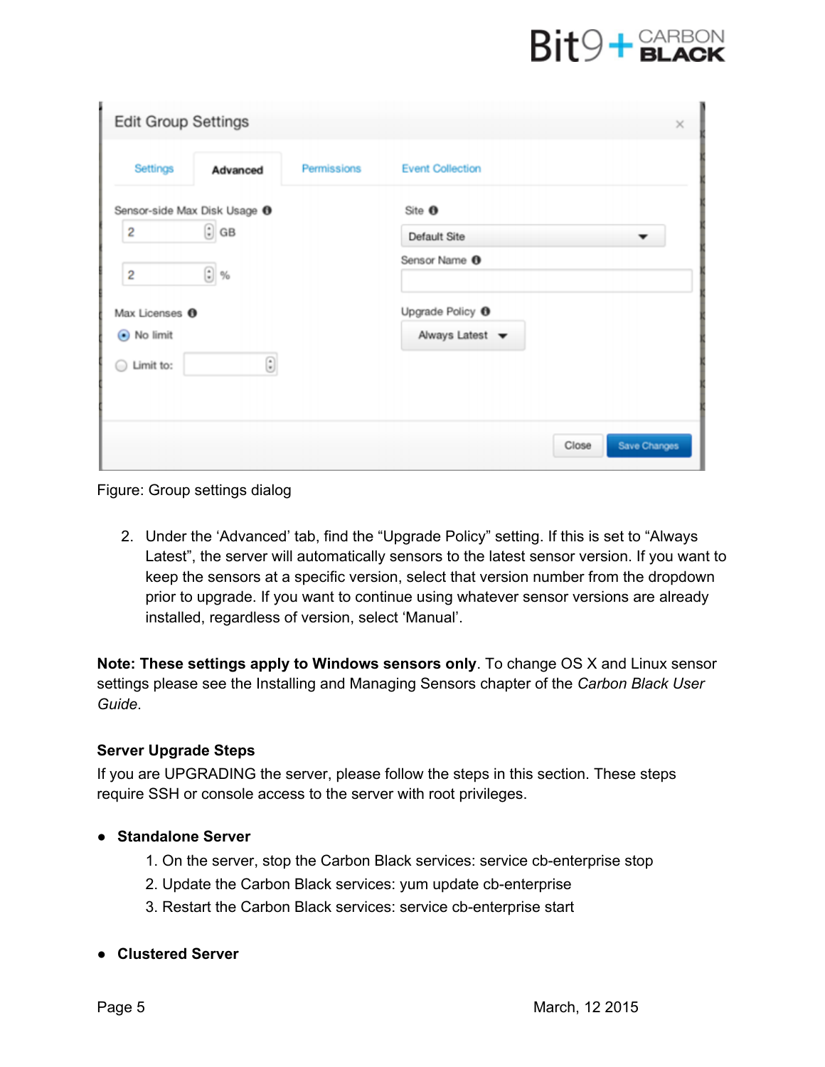Figure: Group settings dialog

2. Under the 'Advanced' tab, find the "Upgrade Policy" setting. If this is set to "Always Latest", the server will automatically sensors to the latest sensor version. If you want to keep the sensors at a specific version, select that version number from the dropdown prior to upgrade. If you want to continue using whatever sensor versions are already installed, regardless of version, select 'Manual'.

**Note: These settings apply to Windows sensors only**. To change OS X and Linux sensor settings please see the Installing and Managing Sensors chapter of the *Carbon Black User Guide*.

**Server Upgrade Steps**

If you are UPGRADING the server, please follow the steps in this section. These steps require SSH or console access to the server with root privileges.

- **Standalone Server**
  1. On the server, stop the Carbon Black services: service cb-enterprise stop
  2. Update the Carbon Black services: yum update cb-enterprise
  3. Restart the Carbon Black services: service cb-enterprise start

- **Clustered Server**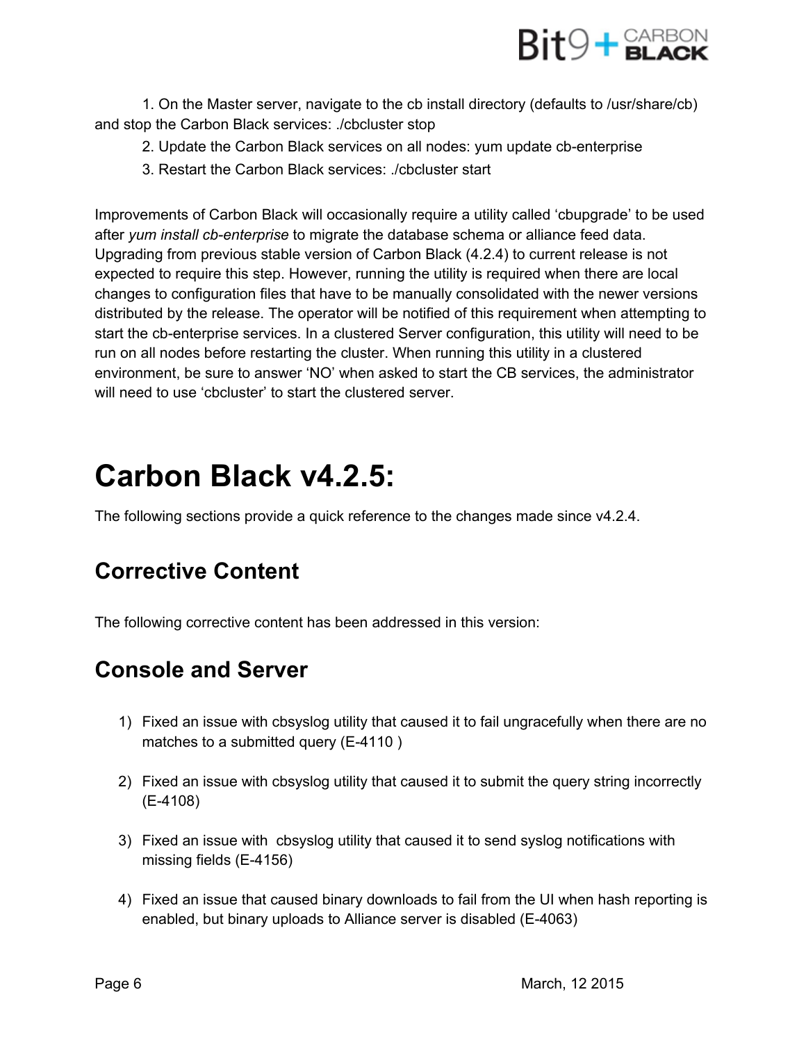1. On the Master server, navigate to the cb install directory (defaults to /usr/share/cb) and stop the Carbon Black services: ./cbcluster stop
2. Update the Carbon Black services on all nodes: yum update cb-enterprise
3. Restart the Carbon Black services: ./cbcluster start

Improvements of Carbon Black will occasionally require a utility called 'cbupgrade' to be used after *yum install cb-enterprise* to migrate the database schema or alliance feed data. Upgrading from previous stable version of Carbon Black (4.2.4) to current release is not expected to require this step. However, running the utility is required when there are local changes to configuration files that have to be manually consolidated with the newer versions distributed by the release. The operator will be notified of this requirement when attempting to start the cb-enterprise services. In a clustered Server configuration, this utility will need to be run on all nodes before restarting the cluster. When running this utility in a clustered environment, be sure to answer 'NO' when asked to start the CB services, the administrator will need to use 'cbcluster' to start the clustered server.

# Carbon Black v4.2.5:

The following sections provide a quick reference to the changes made since v4.2.4.

## Corrective Content

The following corrective content has been addressed in this version:

## Console and Server

1) Fixed an issue with cbsyslog utility that caused it to fail ungracefully when there are no matches to a submitted query (E-4110 )

2) Fixed an issue with cbsyslog utility that caused it to submit the query string incorrectly (E-4108)

3) Fixed an issue with cbsyslog utility that caused it to send syslog notifications with missing fields (E-4156)

4) Fixed an issue that caused binary downloads to fail from the UI when hash reporting is enabled, but binary uploads to Alliance server is disabled (E-4063)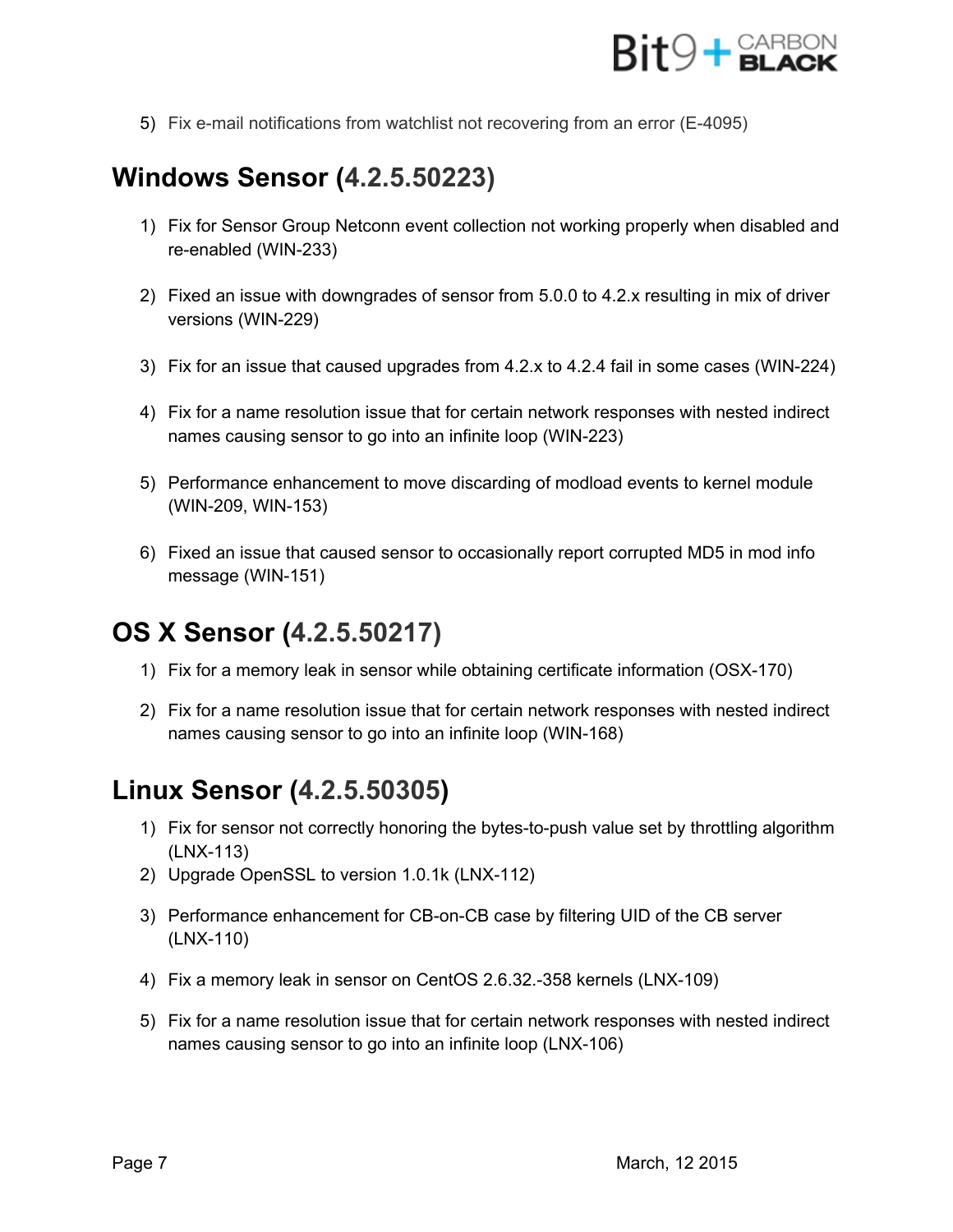5) Fix e-mail notifications from watchlist not recovering from an error (E-4095)

## Windows Sensor (4.2.5.50223)

1) Fix for Sensor Group Netconn event collection not working properly when disabled and re-enabled (WIN-233)

2) Fixed an issue with downgrades of sensor from 5.0.0 to 4.2.x resulting in mix of driver versions (WIN-229)

3) Fix for an issue that caused upgrades from 4.2.x to 4.2.4 fail in some cases (WIN-224)

4) Fix for a name resolution issue that for certain network responses with nested indirect names causing sensor to go into an infinite loop (WIN-223)

5) Performance enhancement to move discarding of modload events to kernel module (WIN-209, WIN-153)

6) Fixed an issue that caused sensor to occasionally report corrupted MD5 in mod info message (WIN-151)

## OS X Sensor (4.2.5.50217)

1) Fix for a memory leak in sensor while obtaining certificate information (OSX-170)

2) Fix for a name resolution issue that for certain network responses with nested indirect names causing sensor to go into an infinite loop (WIN-168)

## Linux Sensor (4.2.5.50305)

1) Fix for sensor not correctly honoring the bytes-to-push value set by throttling algorithm (LNX-113)
2) Upgrade OpenSSL to version 1.0.1k (LNX-112)

3) Performance enhancement for CB-on-CB case by filtering UID of the CB server (LNX-110)

4) Fix a memory leak in sensor on CentOS 2.6.32.-358 kernels (LNX-109)

5) Fix for a name resolution issue that for certain network responses with nested indirect names causing sensor to go into an infinite loop (LNX-106)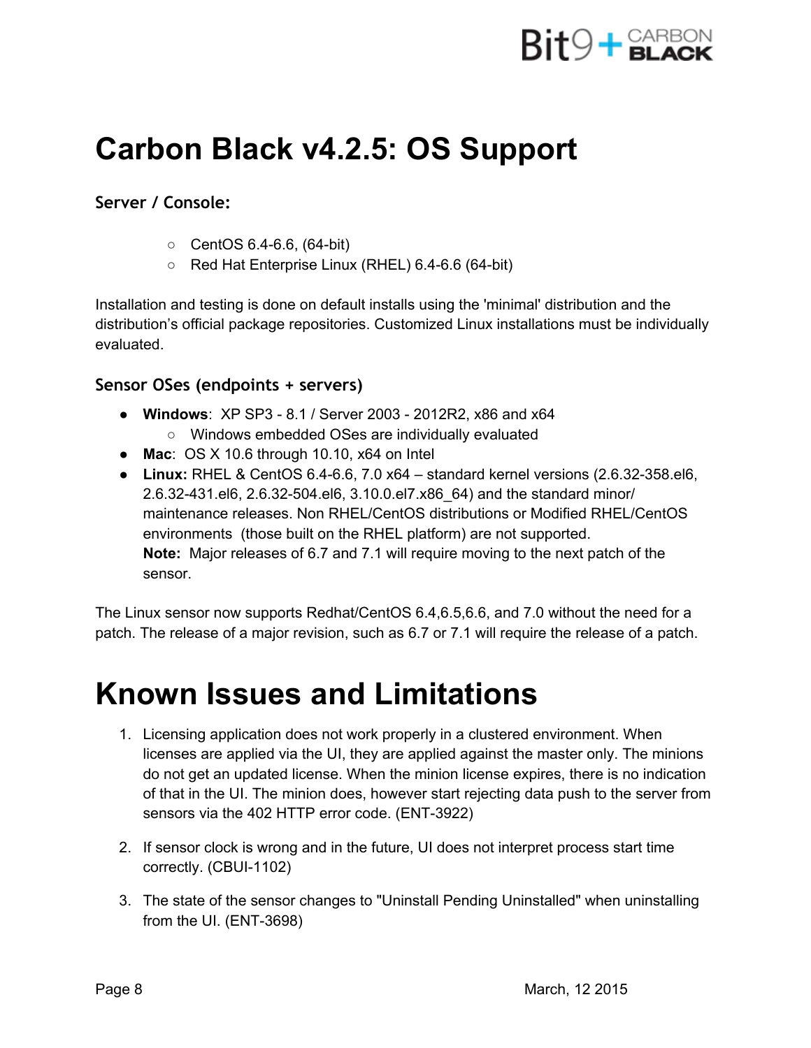# Carbon Black v4.2.5: OS Support

### Server / Console:

- CentOS 6.4-6.6, (64-bit)
- Red Hat Enterprise Linux (RHEL) 6.4-6.6 (64-bit)

Installation and testing is done on default installs using the 'minimal' distribution and the distribution's official package repositories. Customized Linux installations must be individually evaluated.

### Sensor OSes (endpoints + servers)

- **Windows**: XP SP3 - 8.1 / Server 2003 - 2012R2, x86 and x64
  - Windows embedded OSes are individually evaluated
- **Mac**: OS X 10.6 through 10.10, x64 on Intel
- **Linux:** RHEL & CentOS 6.4-6.6, 7.0 x64 – standard kernel versions (2.6.32-358.el6, 2.6.32-431.el6, 2.6.32-504.el6, 3.10.0.el7.x86_64) and the standard minor/ maintenance releases. Non RHEL/CentOS distributions or Modified RHEL/CentOS environments (those built on the RHEL platform) are not supported.
  **Note:** Major releases of 6.7 and 7.1 will require moving to the next patch of the sensor.

The Linux sensor now supports Redhat/CentOS 6.4,6.5,6.6, and 7.0 without the need for a patch. The release of a major revision, such as 6.7 or 7.1 will require the release of a patch.

# Known Issues and Limitations

1. Licensing application does not work properly in a clustered environment. When licenses are applied via the UI, they are applied against the master only. The minions do not get an updated license. When the minion license expires, there is no indication of that in the UI. The minion does, however start rejecting data push to the server from sensors via the 402 HTTP error code. (ENT-3922)

2. If sensor clock is wrong and in the future, UI does not interpret process start time correctly. (CBUI-1102)

3. The state of the sensor changes to "Uninstall Pending Uninstalled" when uninstalling from the UI. (ENT-3698)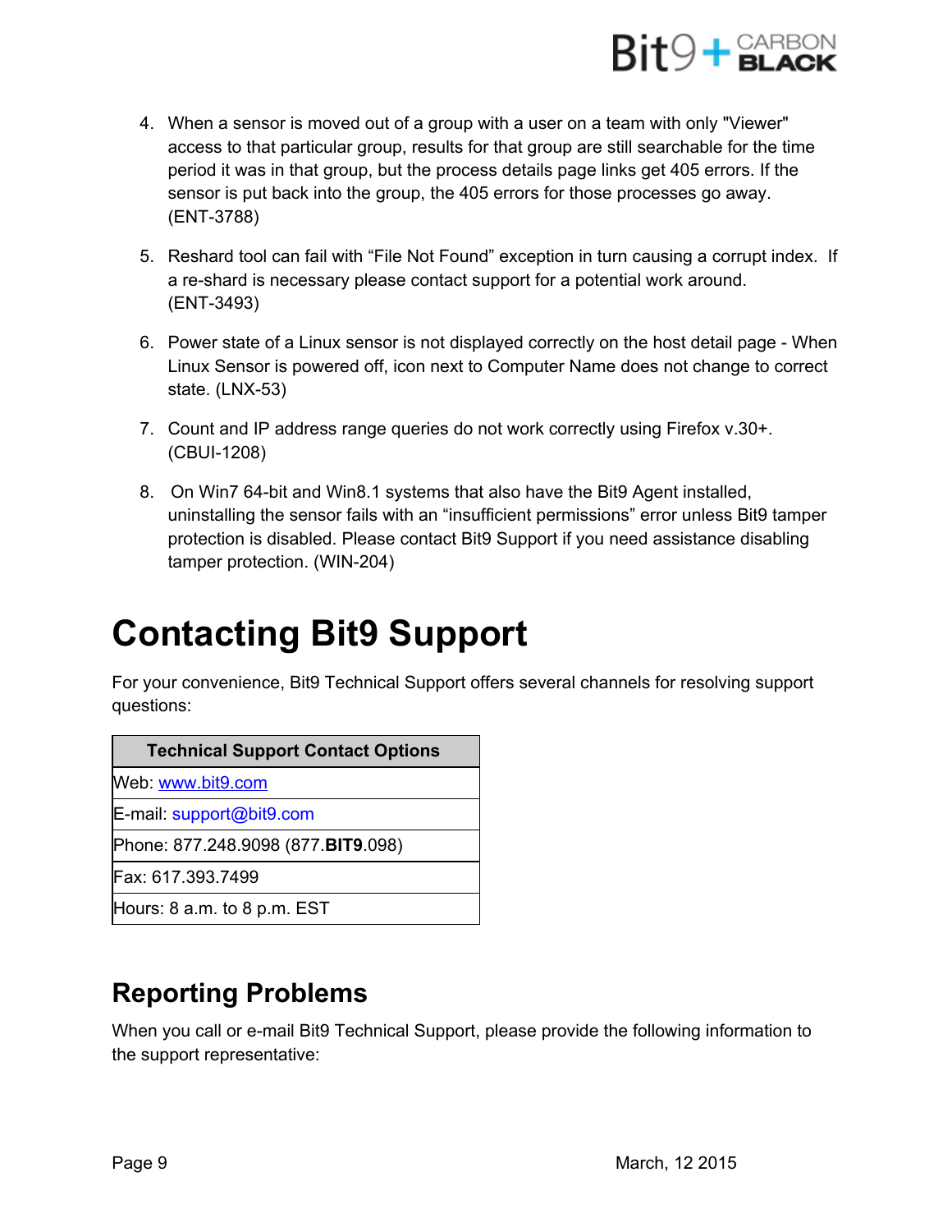4. When a sensor is moved out of a group with a user on a team with only "Viewer" access to that particular group, results for that group are still searchable for the time period it was in that group, but the process details page links get 405 errors. If the sensor is put back into the group, the 405 errors for those processes go away. (ENT-3788)

5. Reshard tool can fail with "File Not Found" exception in turn causing a corrupt index. If a re-shard is necessary please contact support for a potential work around. (ENT-3493)

6. Power state of a Linux sensor is not displayed correctly on the host detail page - When Linux Sensor is powered off, icon next to Computer Name does not change to correct state. (LNX-53)

7. Count and IP address range queries do not work correctly using Firefox v.30+. (CBUI-1208)

8. On Win7 64-bit and Win8.1 systems that also have the Bit9 Agent installed, uninstalling the sensor fails with an "insufficient permissions" error unless Bit9 tamper protection is disabled. Please contact Bit9 Support if you need assistance disabling tamper protection. (WIN-204)

# Contacting Bit9 Support

For your convenience, Bit9 Technical Support offers several channels for resolving support questions:

| Technical Support Contact Options |
|---|
| Web: [www.bit9.com](http://www.bit9.com) |
| E-mail: support@bit9.com |
| Phone: 877.248.9098 (877.**BIT9**.098) |
| Fax: 617.393.7499 |
| Hours: 8 a.m. to 8 p.m. EST |

## Reporting Problems

When you call or e-mail Bit9 Technical Support, please provide the following information to the support representative: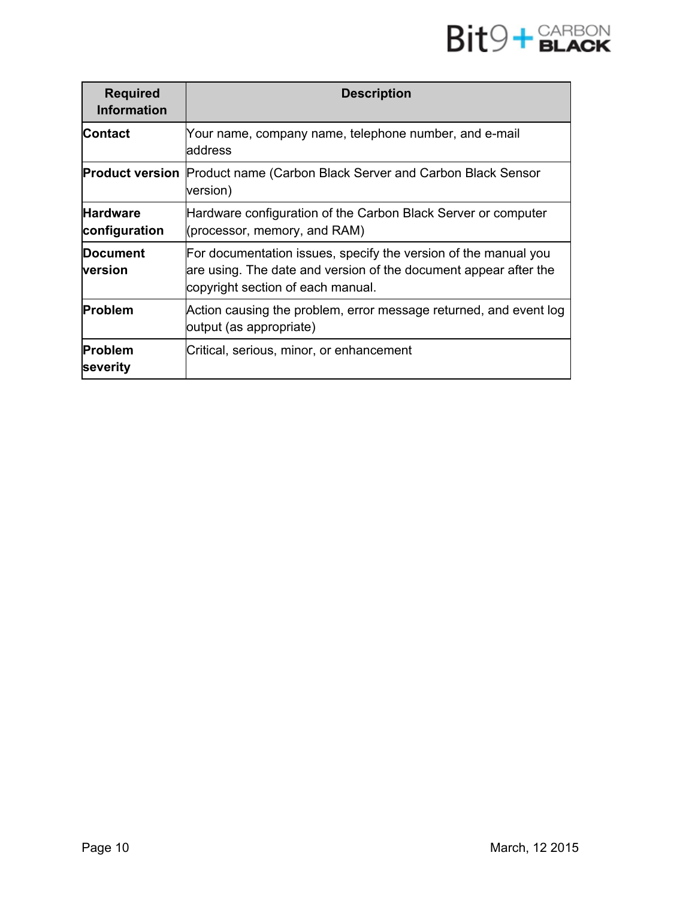| Required Information | Description |
| --- | --- |
| **Contact** | Your name, company name, telephone number, and e-mail address |
| **Product version** | Product name (Carbon Black Server and Carbon Black Sensor version) |
| **Hardware configuration** | Hardware configuration of the Carbon Black Server or computer (processor, memory, and RAM) |
| **Document version** | For documentation issues, specify the version of the manual you are using. The date and version of the document appear after the copyright section of each manual. |
| **Problem** | Action causing the problem, error message returned, and event log output (as appropriate) |
| **Problem severity** | Critical, serious, minor, or enhancement |